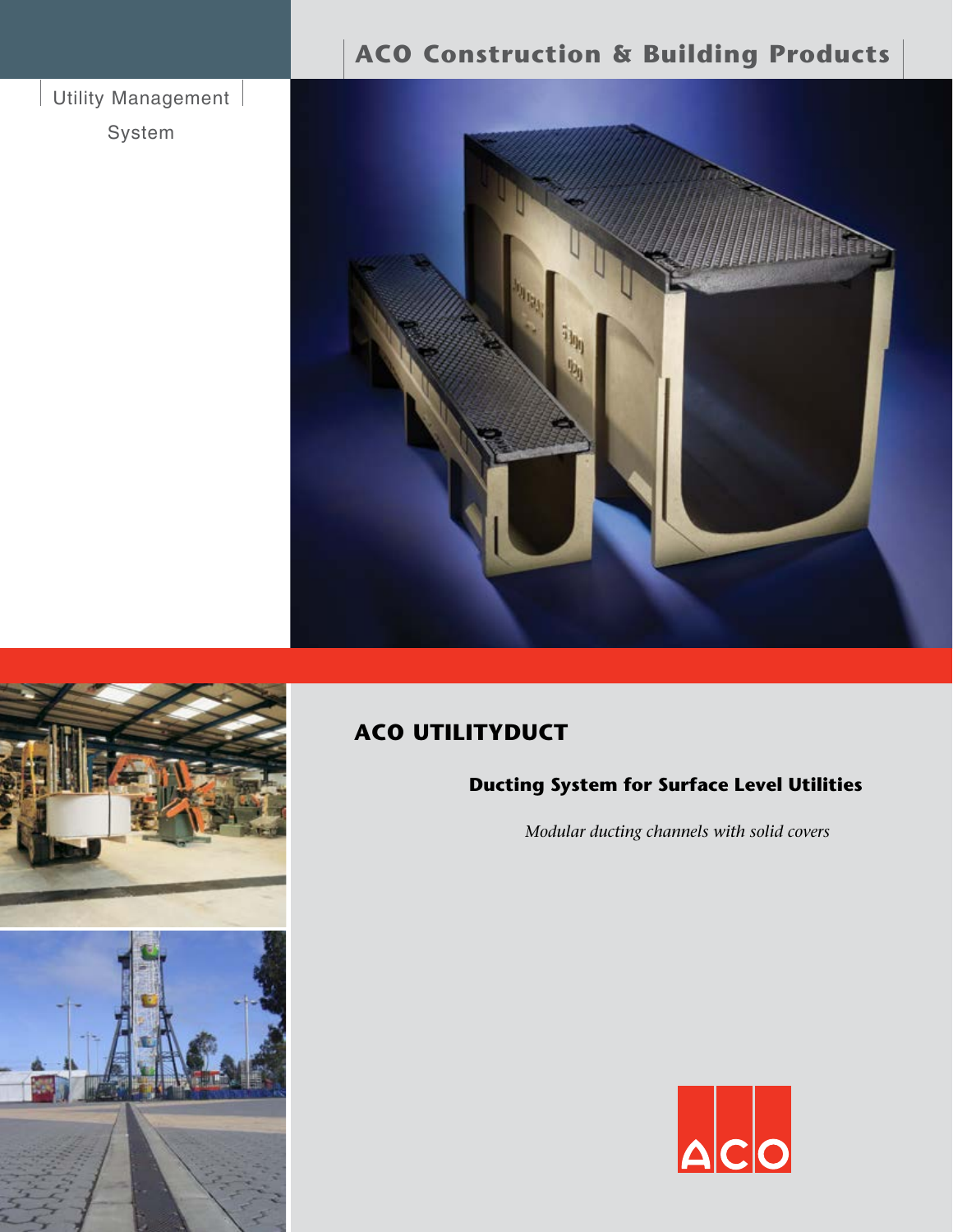# ACO Construction & Building Products

Utility Management System

## ACO UTILITYDUCT

### Ducting System for Surface Level Utilities

*Modular ducting channels with solid covers*

ACO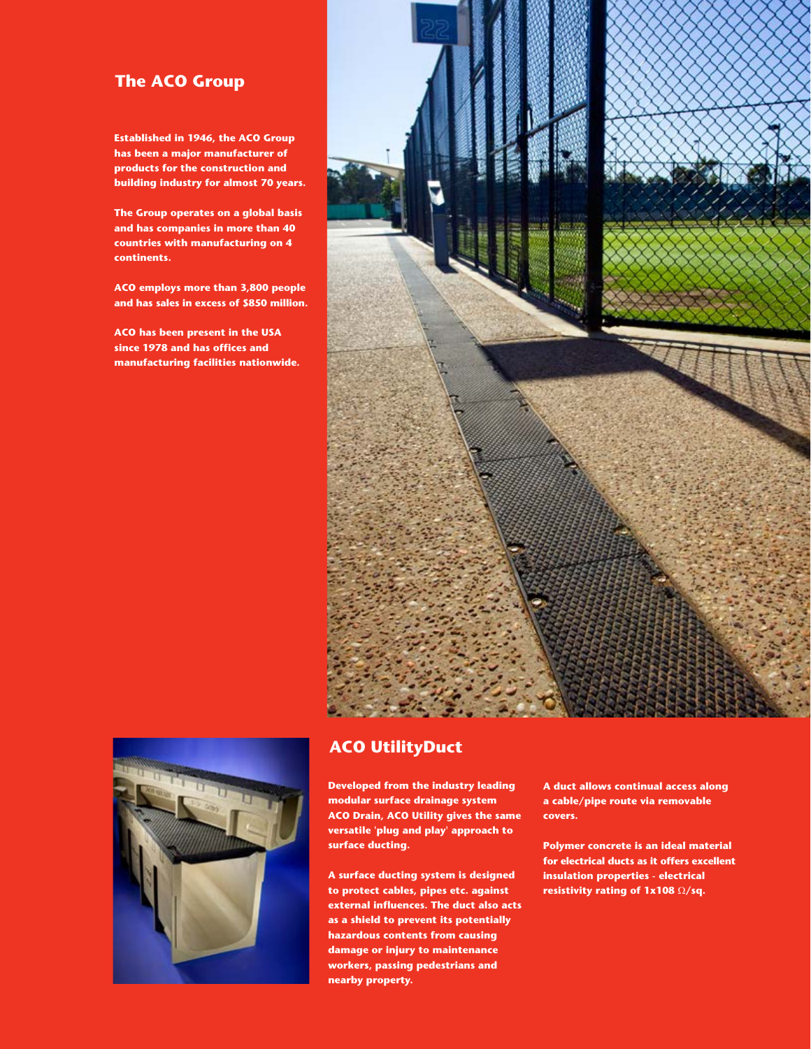## The ACO Group

Established in 1946, the ACO Group has been a major manufacturer of products for the construction and building industry for almost 70 years.

The Group operates on a global basis and has companies in more than 40 countries with manufacturing on 4 continents.

ACO employs more than 3,800 people and has sales in excess of $850 million.

ACO has been present in the USA since 1978 and has offices and manufacturing facilities nationwide.

## ACO UtilityDuct

Developed from the industry leading modular surface drainage system ACO Drain, ACO Utility gives the same versatile 'plug and play' approach to surface ducting.

A surface ducting system is designed to protect cables, pipes etc. against external influences. The duct also acts as a shield to prevent its potentially hazardous contents from causing damage or injury to maintenance workers, passing pedestrians and nearby property.

A duct allows continual access along a cable/pipe route via removable covers.

Polymer concrete is an ideal material for electrical ducts as it offers excellent insulation properties - electrical resistivity rating of 1x108 Ω/sq.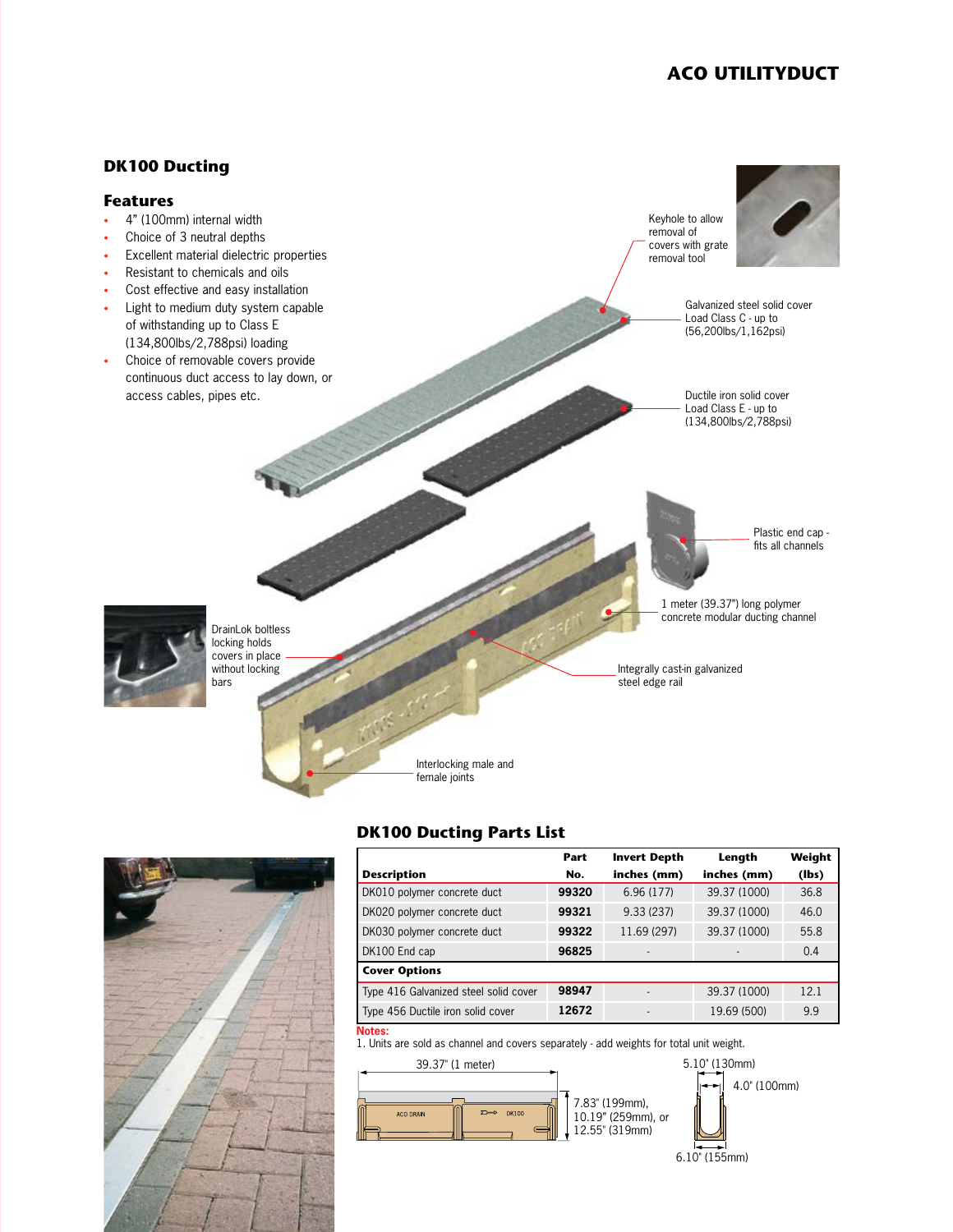## DK100 Ducting

### Features

- 4" (100mm) internal width
- Choice of 3 neutral depths
- Excellent material dielectric properties
- Resistant to chemicals and oils
- Cost effective and easy installation
- Light to medium duty system capable of withstanding up to Class E (134,800lbs/2,788psi) loading
- Choice of removable covers provide continuous duct access to lay down, or access cables, pipes etc.

Keyhole to allow removal of covers with grate removal tool

Galvanized steel solid cover Load Class C - up to (56,200lbs/1,162psi)

Ductile iron solid cover Load Class E - up to (134,800lbs/2,788psi)

Plastic end cap - fits all channels

1 meter (39.37") long polymer concrete modular ducting channel

Integrally cast-in galvanized steel edge rail

DrainLok boltless locking holds covers in place without locking bars

Interlocking male and female joints

## DK100 Ducting Parts List

| Description | Part No. | Invert Depth inches (mm) | Length inches (mm) | Weight (lbs) |
|---|---|---|---|---|
| DK010 polymer concrete duct | **99320** | 6.96 (177) | 39.37 (1000) | 36.8 |
| DK020 polymer concrete duct | **99321** | 9.33 (237) | 39.37 (1000) | 46.0 |
| DK030 polymer concrete duct | **99322** | 11.69 (297) | 39.37 (1000) | 55.8 |
| DK100 End cap | **96825** | - | - | 0.4 |
| **Cover Options** | | | | |
| Type 416 Galvanized steel solid cover | **98947** | - | 39.37 (1000) | 12.1 |
| Type 456 Ductile iron solid cover | **12672** | - | 19.69 (500) | 9.9 |

**Notes:**
1. Units are sold as channel and covers separately - add weights for total unit weight.

39.37" (1 meter)

ACO DRAIN DK100

7.83" (199mm), 10.19" (259mm), or 12.55" (319mm)

5.10" (130mm)

4.0" (100mm)

6.10" (155mm)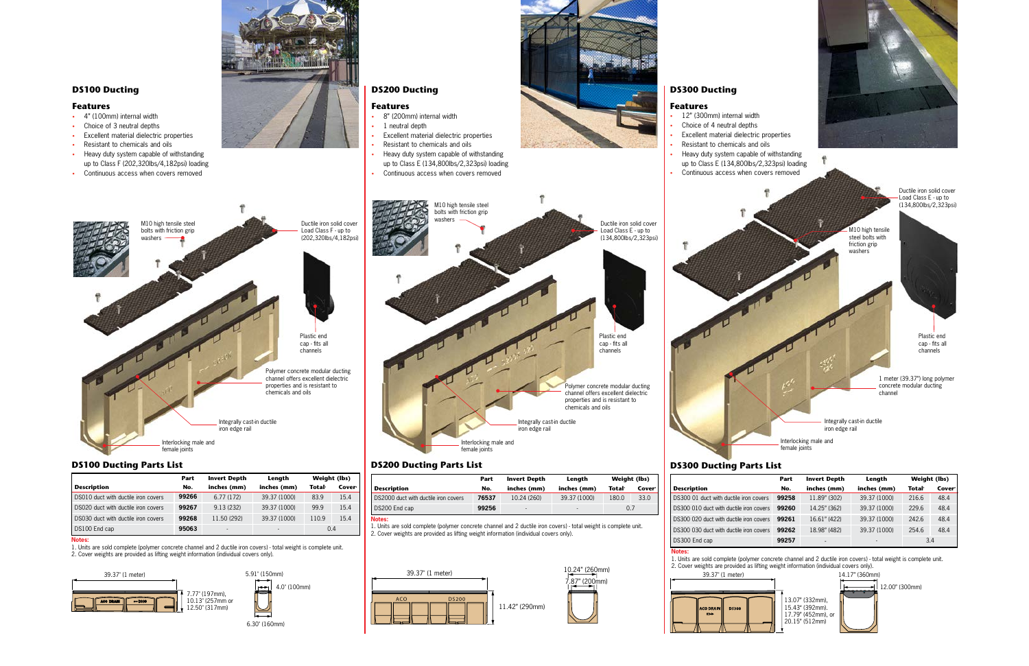## DS100 Ducting

### Features

- 4" (100mm) internal width
- Choice of 3 neutral depths
- Excellent material dielectric properties
- Resistant to chemicals and oils
- Heavy duty system capable of withstanding up to Class F (202,320lbs/4,182psi) loading
- Continuous access when covers removed

M10 high tensile steel bolts with friction grip washers

Ductile iron solid cover Load Class F - up to (202,320lbs/4,182psi)

Plastic end cap - fits all channels

Polymer concrete modular ducting channel offers excellent dielectric properties and is resistant to chemicals and oils

Integrally cast-in ductile iron edge rail

Interlocking male and female joints

### DS100 Ducting Parts List

| Description | Part No. | Invert Depth inches (mm) | Length inches (mm) | Weight (lbs) Total¹ | Weight (lbs) Cover² |
|---|---|---|---|---|---|
| DS010 duct with ductile iron covers | 99266 | 6.77 (172) | 39.37 (1000) | 83.9 | 15.4 |
| DS020 duct with ductile iron covers | 99267 | 9.13 (232) | 39.37 (1000) | 99.9 | 15.4 |
| DS030 duct with ductile iron covers | 99268 | 11.50 (292) | 39.37 (1000) | 110.9 | 15.4 |
| DS100 End cap | 95063 | - | - | 0.4 | |

**Notes:**

1. Units are sold complete (polymer concrete channel and 2 ductile iron covers) - total weight is complete unit.
2. Cover weights are provided as lifting weight information (individual covers only).

39.37" (1 meter)

7.77" (197mm), 10.13" (257mm or 12.50" (317mm)

5.91" (150mm)

4.0" (100mm)

6.30" (160mm)

## DS200 Ducting

### Features

- 8" (200mm) internal width
- 1 neutral depth
- Excellent material dielectric properties
- Resistant to chemicals and oils
- Heavy duty system capable of withstanding up to Class E (134,800lbs/2,323psi) loading
- Continuous access when covers removed

M10 high tensile steel bolts with friction grip washers

Ductile iron solid cover Load Class E - up to (134,800lbs/2,323psi)

Plastic end cap - fits all channels

Polymer concrete modular ducting channel offers excellent dielectric properties and is resistant to chemicals and oils

Integrally cast-in ductile iron edge rail

Interlocking male and female joints

### DS200 Ducting Parts List

| Description | Part No. | Invert Depth inches (mm) | Length inches (mm) | Weight (lbs) Total¹ | Weight (lbs) Cover² |
|---|---|---|---|---|---|
| DS2000 duct with ductile iron covers | 76537 | 10.24 (260) | 39.37 (1000) | 180.0 | 33.0 |
| DS200 End cap | 99256 | - | - | 0.7 | |

**Notes:**

1. Units are sold complete (polymer concrete channel and 2 ductile iron covers) - total weight is complete unit.
2. Cover weights are provided as lifting weight information (individual covers only).

39.37" (1 meter)

11.42" (290mm)

10.24" (260mm)

7.87" (200mm)

## DS300 Ducting

### Features

- 12" (300mm) internal width
- Choice of 4 neutral depths
- Excellent material dielectric properties
- Resistant to chemicals and oils
- Heavy duty system capable of withstanding up to Class E (134,800lbs/2,323psi) loading
- Continuous access when covers removed

Ductile iron solid cover Load Class E - up to (134,800lbs/2,323psi)

M10 high tensile steel bolts with friction grip washers

Plastic end cap - fits all channels

1 meter (39.37") long polymer concrete modular ducting channel

Integrally cast-in ductile iron edge rail

Interlocking male and female joints

### DS300 Ducting Parts List

| Description | Part No. | Invert Depth inches (mm) | Length inches (mm) | Weight (lbs) Total¹ | Weight (lbs) Cover² |
|---|---|---|---|---|---|
| DS300 01 duct with ductile iron covers | 99258 | 11.89" (302) | 39.37 (1000) | 216.6 | 48.4 |
| DS300 010 duct with ductile iron covers | 99260 | 14.25" (362) | 39.37 (1000) | 229.6 | 48.4 |
| DS300 020 duct with ductile iron covers | 99261 | 16.61" (422) | 39.37 (1000) | 242.6 | 48.4 |
| DS300 030 duct with ductile iron covers | 99262 | 18.98" (482) | 39.37 (1000) | 254.6 | 48.4 |
| DS300 End cap | 99257 | - | - | 3.4 | |

**Notes:**

1. Units are sold complete (polymer concrete channel and 2 ductile iron covers) - total weight is complete unit.
2. Cover weights are provided as lifting weight information (individual covers only).

39.37" (1 meter)

13.07" (332mm), 15.43" (392mm), 17.79" (452mm), or 20.15" (512mm)

14.17" (360mm)

12.00" (300mm)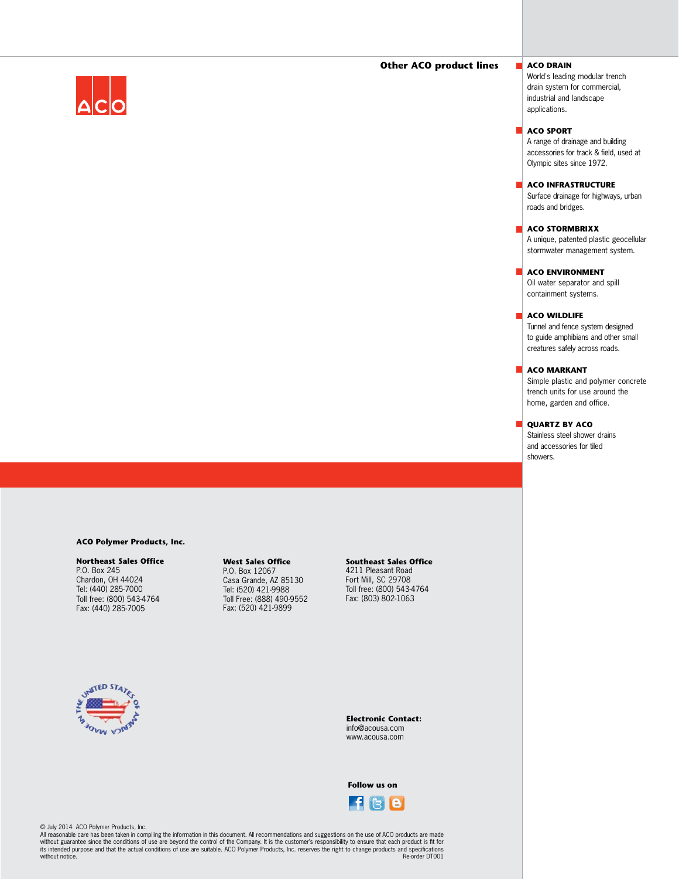## Other ACO product lines

**ACO DRAIN**
World's leading modular trench drain system for commercial, industrial and landscape applications.

**ACO SPORT**
A range of drainage and building accessories for track & field, used at Olympic sites since 1972.

**ACO INFRASTRUCTURE**
Surface drainage for highways, urban roads and bridges.

**ACO STORMBRIXX**
A unique, patented plastic geocellular stormwater management system.

**ACO ENVIRONMENT**
Oil water separator and spill containment systems.

**ACO WILDLIFE**
Tunnel and fence system designed to guide amphibians and other small creatures safely across roads.

**ACO MARKANT**
Simple plastic and polymer concrete trench units for use around the home, garden and office.

**QUARTZ BY ACO**
Stainless steel shower drains and accessories for tiled showers.

**ACO Polymer Products, Inc.**

**Northeast Sales Office**
P.O. Box 245
Chardon, OH 44024
Tel: (440) 285-7000
Toll free: (800) 543-4764
Fax: (440) 285-7005

**West Sales Office**
P.O. Box 12067
Casa Grande, AZ 85130
Tel: (520) 421-9988
Toll Free: (888) 490-9552
Fax: (520) 421-9899

**Southeast Sales Office**
4211 Pleasant Road
Fort Mill, SC 29708
Toll free: (800) 543-4764
Fax: (803) 802-1063

**Electronic Contact:**
info@acousa.com
www.acousa.com

**Follow us on**

© July 2014 ACO Polymer Products, Inc.
All reasonable care has been taken in compiling the information in this document. All recommendations and suggestions on the use of ACO products are made without guarantee since the conditions of use are beyond the control of the Company. It is the customer's responsibility to ensure that each product is fit for its intended purpose and that the actual conditions of use are suitable. ACO Polymer Products, Inc. reserves the right to change products and specifications without notice.
Re-order DT001